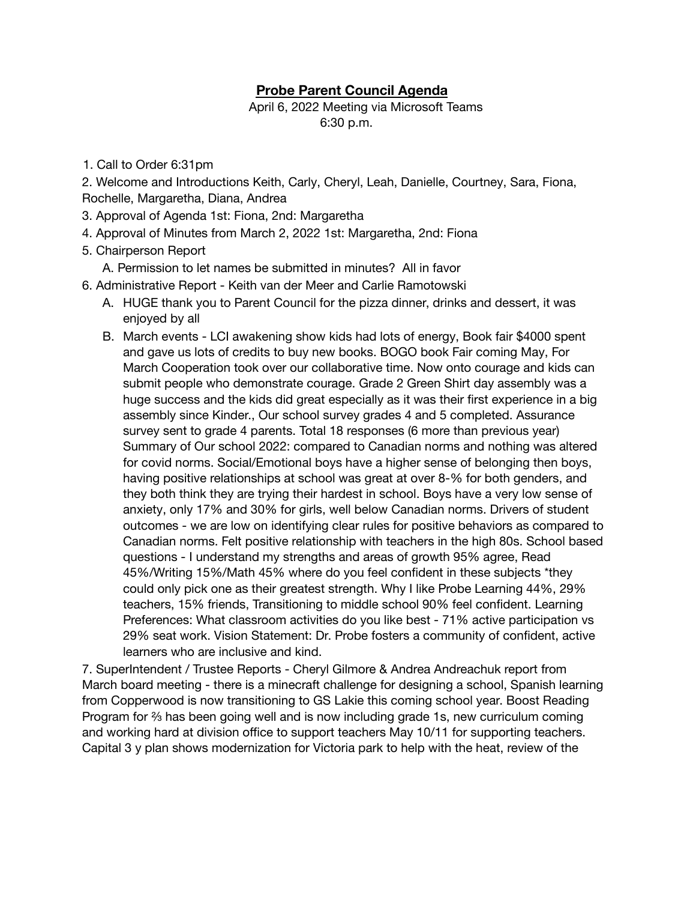# **Probe Parent Council Agenda**

April 6, 2022 Meeting via Microsoft Teams
6:30 p.m.

1. Call to Order 6:31pm
2. Welcome and Introductions Keith, Carly, Cheryl, Leah, Danielle, Courtney, Sara, Fiona, Rochelle, Margaretha, Diana, Andrea
3. Approval of Agenda 1st: Fiona, 2nd: Margaretha
4. Approval of Minutes from March 2, 2022 1st: Margaretha, 2nd: Fiona
5. Chairperson Report
   A. Permission to let names be submitted in minutes? All in favor
6. Administrative Report - Keith van der Meer and Carlie Ramotowski
   A. HUGE thank you to Parent Council for the pizza dinner, drinks and dessert, it was enjoyed by all
   B. March events - LCI awakening show kids had lots of energy, Book fair $4000 spent and gave us lots of credits to buy new books. BOGO book Fair coming May, For March Cooperation took over our collaborative time. Now onto courage and kids can submit people who demonstrate courage. Grade 2 Green Shirt day assembly was a huge success and the kids did great especially as it was their first experience in a big assembly since Kinder., Our school survey grades 4 and 5 completed. Assurance survey sent to grade 4 parents. Total 18 responses (6 more than previous year) Summary of Our school 2022: compared to Canadian norms and nothing was altered for covid norms. Social/Emotional boys have a higher sense of belonging then boys, having positive relationships at school was great at over 8-% for both genders, and they both think they are trying their hardest in school. Boys have a very low sense of anxiety, only 17% and 30% for girls, well below Canadian norms. Drivers of student outcomes - we are low on identifying clear rules for positive behaviors as compared to Canadian norms. Felt positive relationship with teachers in the high 80s. School based questions - I understand my strengths and areas of growth 95% agree, Read 45%/Writing 15%/Math 45% where do you feel confident in these subjects *they could only pick one as their greatest strength. Why I like Probe Learning 44%, 29% teachers, 15% friends, Transitioning to middle school 90% feel confident. Learning Preferences: What classroom activities do you like best - 71% active participation vs 29% seat work. Vision Statement: Dr. Probe fosters a community of confident, active learners who are inclusive and kind.

7. SuperIntendent / Trustee Reports - Cheryl Gilmore & Andrea Andreachuk report from March board meeting - there is a minecraft challenge for designing a school, Spanish learning from Copperwood is now transitioning to GS Lakie this coming school year. Boost Reading Program for ⅔ has been going well and is now including grade 1s, new curriculum coming and working hard at division office to support teachers May 10/11 for supporting teachers. Capital 3 y plan shows modernization for Victoria park to help with the heat, review of the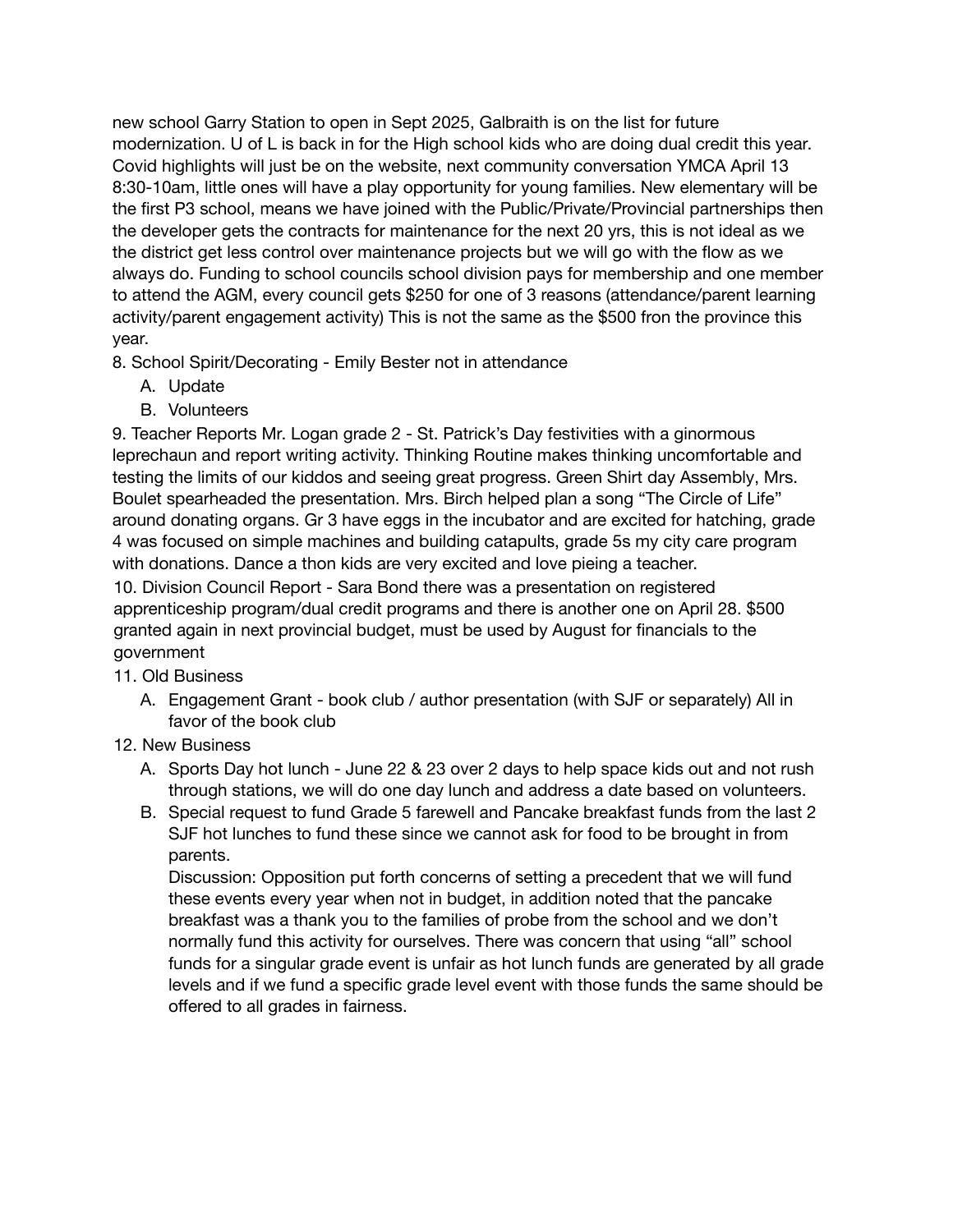new school Garry Station to open in Sept 2025, Galbraith is on the list for future modernization. U of L is back in for the High school kids who are doing dual credit this year. Covid highlights will just be on the website, next community conversation YMCA April 13 8:30-10am, little ones will have a play opportunity for young families. New elementary will be the first P3 school, means we have joined with the Public/Private/Provincial partnerships then the developer gets the contracts for maintenance for the next 20 yrs, this is not ideal as we the district get less control over maintenance projects but we will go with the flow as we always do. Funding to school councils school division pays for membership and one member to attend the AGM, every council gets $250 for one of 3 reasons (attendance/parent learning activity/parent engagement activity) This is not the same as the $500 fron the province this year.

8. School Spirit/Decorating - Emily Bester not in attendance
   A. Update
   B. Volunteers

9. Teacher Reports Mr. Logan grade 2 - St. Patrick's Day festivities with a ginormous leprechaun and report writing activity. Thinking Routine makes thinking uncomfortable and testing the limits of our kiddos and seeing great progress. Green Shirt day Assembly, Mrs. Boulet spearheaded the presentation. Mrs. Birch helped plan a song "The Circle of Life" around donating organs. Gr 3 have eggs in the incubator and are excited for hatching, grade 4 was focused on simple machines and building catapults, grade 5s my city care program with donations. Dance a thon kids are very excited and love pieing a teacher.

10. Division Council Report - Sara Bond there was a presentation on registered apprenticeship program/dual credit programs and there is another one on April 28. $500 granted again in next provincial budget, must be used by August for financials to the government

11. Old Business
   A. Engagement Grant - book club / author presentation (with SJF or separately) All in favor of the book club

12. New Business
   A. Sports Day hot lunch - June 22 & 23 over 2 days to help space kids out and not rush through stations, we will do one day lunch and address a date based on volunteers.
   B. Special request to fund Grade 5 farewell and Pancake breakfast funds from the last 2 SJF hot lunches to fund these since we cannot ask for food to be brought in from parents.
      Discussion: Opposition put forth concerns of setting a precedent that we will fund these events every year when not in budget, in addition noted that the pancake breakfast was a thank you to the families of probe from the school and we don't normally fund this activity for ourselves. There was concern that using "all" school funds for a singular grade event is unfair as hot lunch funds are generated by all grade levels and if we fund a specific grade level event with those funds the same should be offered to all grades in fairness.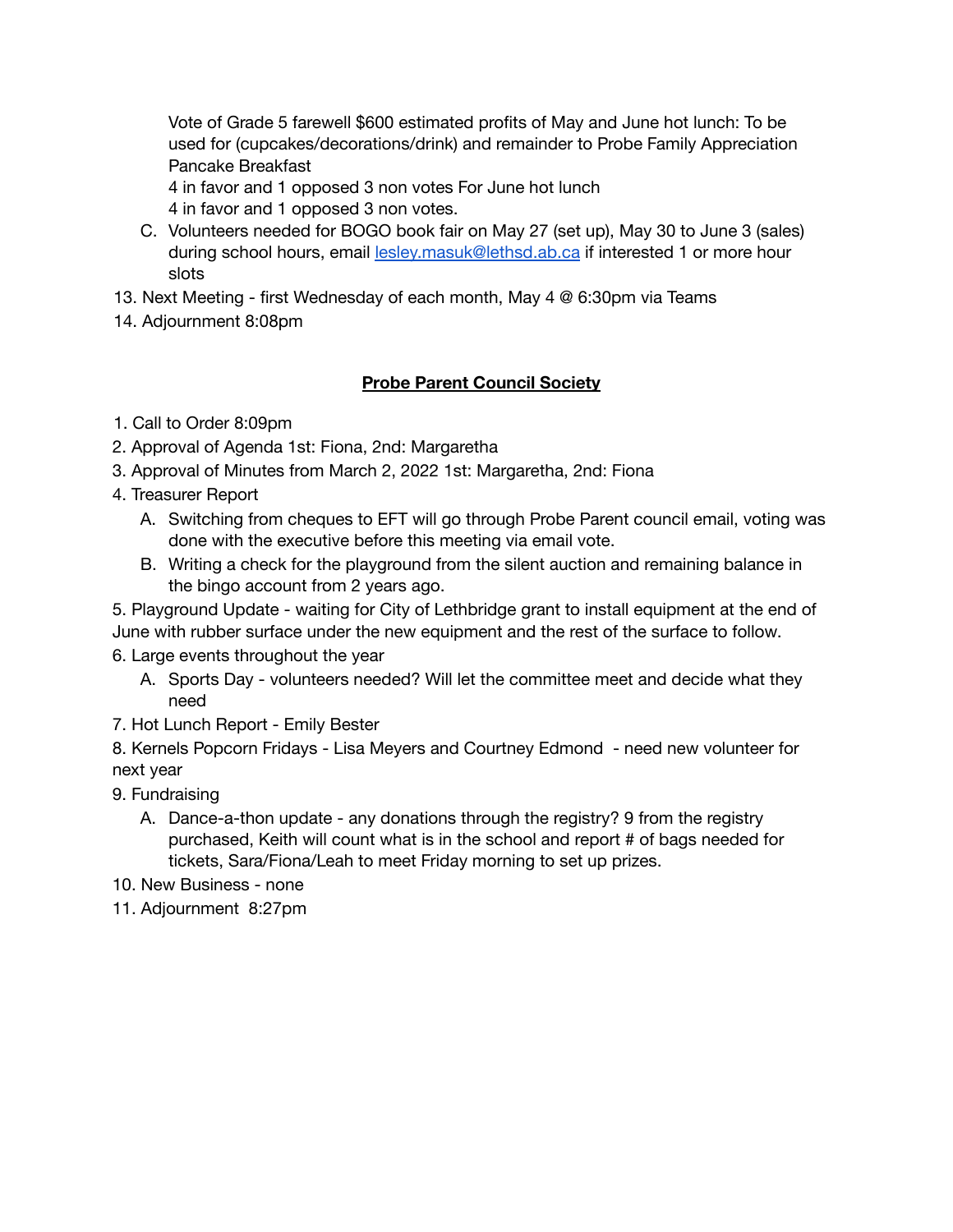Vote of Grade 5 farewell $600 estimated profits of May and June hot lunch: To be used for (cupcakes/decorations/drink) and remainder to Probe Family Appreciation Pancake Breakfast
4 in favor and 1 opposed 3 non votes For June hot lunch
4 in favor and 1 opposed 3 non votes.

C. Volunteers needed for BOGO book fair on May 27 (set up), May 30 to June 3 (sales) during school hours, email [lesley.masuk@lethsd.ab.ca](mailto:lesley.masuk@lethsd.ab.ca) if interested 1 or more hour slots

13. Next Meeting - first Wednesday of each month, May 4 @ 6:30pm via Teams
14. Adjournment 8:08pm

## Probe Parent Council Society

1. Call to Order 8:09pm
2. Approval of Agenda 1st: Fiona, 2nd: Margaretha
3. Approval of Minutes from March 2, 2022 1st: Margaretha, 2nd: Fiona
4. Treasurer Report
   A. Switching from cheques to EFT will go through Probe Parent council email, voting was done with the executive before this meeting via email vote.
   B. Writing a check for the playground from the silent auction and remaining balance in the bingo account from 2 years ago.
5. Playground Update - waiting for City of Lethbridge grant to install equipment at the end of June with rubber surface under the new equipment and the rest of the surface to follow.
6. Large events throughout the year
   A. Sports Day - volunteers needed? Will let the committee meet and decide what they need
7. Hot Lunch Report - Emily Bester
8. Kernels Popcorn Fridays - Lisa Meyers and Courtney Edmond - need new volunteer for next year
9. Fundraising
   A. Dance-a-thon update - any donations through the registry? 9 from the registry purchased, Keith will count what is in the school and report # of bags needed for tickets, Sara/Fiona/Leah to meet Friday morning to set up prizes.
10. New Business - none
11. Adjournment 8:27pm